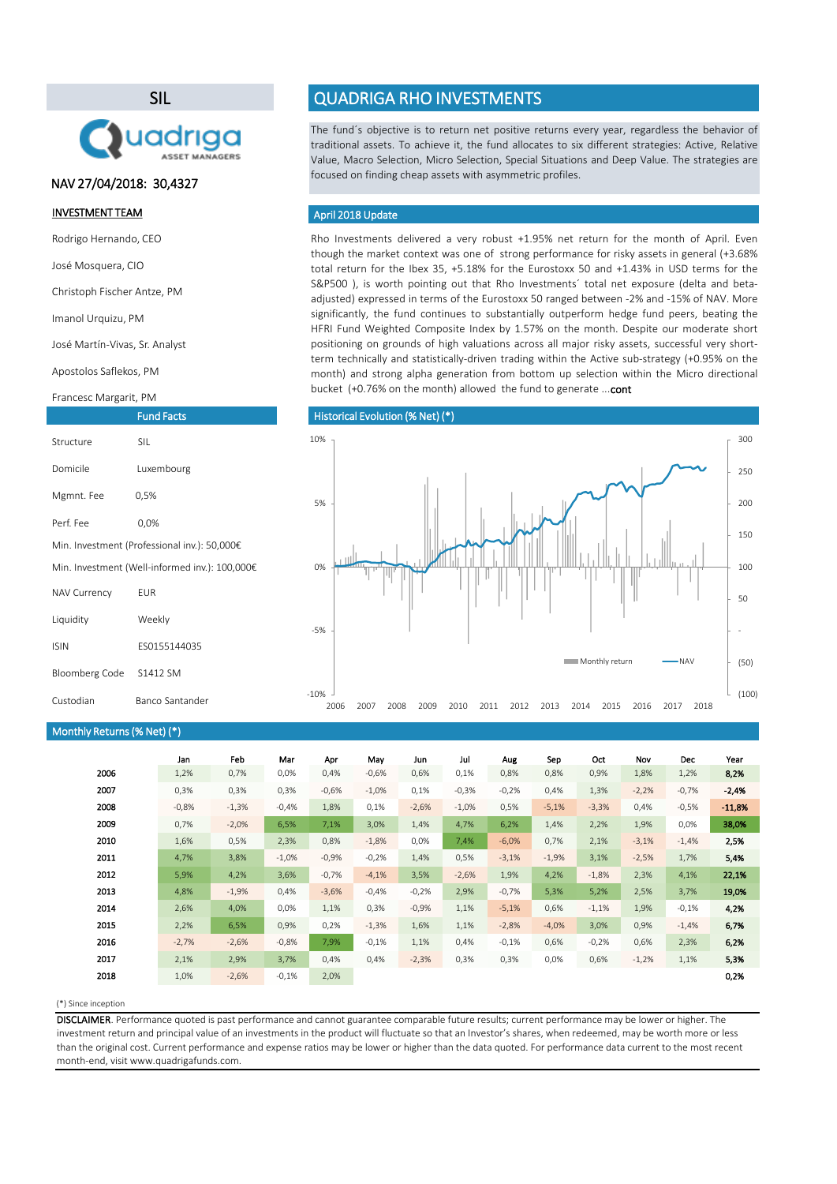## SIL

Quadriga ASSET MANAGERS

NAV 27/04/2018: 30,4327

**INVESTMENT TEAM**

Rodrigo Hernando, CEO

José Mosquera, CIO

Christoph Fischer Antze, PM

Imanol Urquizu, PM

José Martín-Vivas, Sr. Analyst

Apostolos Saflekos, PM

Francesc Margarit, PM

### Fund Facts

| | |
|---|---|
| Structure | SIL |
| Domicile | Luxembourg |
| Mgmnt. Fee | 0,5% |
| Perf. Fee | 0,0% |
| Min. Investment (Professional inv.): 50,000€ | |
| Min. Investment (Well-informed inv.): 100,000€ | |
| NAV Currency | EUR |
| Liquidity | Weekly |
| ISIN | ES0155144035 |
| Bloomberg Code | S1412 SM |
| Custodian | Banco Santander |

# QUADRIGA RHO INVESTMENTS

The fund´s objective is to return net positive returns every year, regardless the behavior of traditional assets. To achieve it, the fund allocates to six different strategies: Active, Relative Value, Macro Selection, Micro Selection, Special Situations and Deep Value. The strategies are focused on finding cheap assets with asymmetric profiles.

### April 2018 Update

Rho Investments delivered a very robust +1.95% net return for the month of April. Even though the market context was one of strong performance for risky assets in general (+3.68% total return for the Ibex 35, +5.18% for the Eurostoxx 50 and +1.43% in USD terms for the S&P500 ), is worth pointing out that Rho Investments´ total net exposure (delta and beta-adjusted) expressed in terms of the Eurostoxx 50 ranged between -2% and -15% of NAV. More significantly, the fund continues to substantially outperform hedge fund peers, beating the HFRI Fund Weighted Composite Index by 1.57% on the month. Despite our moderate short positioning on grounds of high valuations across all major risky assets, successful very short-term technically and statistically-driven trading within the Active sub-strategy (+0.95% on the month) and strong alpha generation from bottom up selection within the Micro directional bucket (+0.76% on the month) allowed the fund to generate ...cont

### Historical Evolution (% Net) (*)

### Monthly Returns (% Net) (*)

| | Jan | Feb | Mar | Apr | May | Jun | Jul | Aug | Sep | Oct | Nov | Dec | Year |
|---|---|---|---|---|---|---|---|---|---|---|---|---|---|
| 2006 | 1,2% | 0,7% | 0,0% | 0,4% | -0,6% | 0,6% | 0,1% | 0,8% | 0,8% | 0,9% | 1,8% | 1,2% | **8,2%** |
| 2007 | 0,3% | 0,3% | 0,3% | -0,6% | -1,0% | 0,1% | -0,3% | -0,2% | 0,4% | 1,3% | -2,2% | -0,7% | **-2,4%** |
| 2008 | -0,8% | -1,3% | -0,4% | 1,8% | 0,1% | -2,6% | -1,0% | 0,5% | -5,1% | -3,3% | 0,4% | -0,5% | **-11,8%** |
| 2009 | 0,7% | -2,0% | 6,5% | 7,1% | 3,0% | 1,4% | 4,7% | 6,2% | 1,4% | 2,2% | 1,9% | 0,0% | **38,0%** |
| 2010 | 1,6% | 0,5% | 2,3% | 0,8% | -1,8% | 0,0% | 7,4% | -6,0% | 0,7% | 2,1% | -3,1% | -1,4% | **2,5%** |
| 2011 | 4,7% | 3,8% | -1,0% | -0,9% | -0,2% | 1,4% | 0,5% | -3,1% | -1,9% | 3,1% | -2,5% | 1,7% | **5,4%** |
| 2012 | 5,9% | 4,2% | 3,6% | -0,7% | -4,1% | 3,5% | -2,6% | 1,9% | 4,2% | -1,8% | 2,3% | 4,1% | **22,1%** |
| 2013 | 4,8% | -1,9% | 0,4% | -3,6% | -0,4% | -0,2% | 2,9% | -0,7% | 5,3% | 5,2% | 2,5% | 3,7% | **19,0%** |
| 2014 | 2,6% | 4,0% | 0,0% | 1,1% | 0,3% | -0,9% | 1,1% | -5,1% | 0,6% | -1,1% | 1,9% | -0,1% | **4,2%** |
| 2015 | 2,2% | 6,5% | 0,9% | 0,2% | -1,3% | 1,6% | 1,1% | -2,8% | -4,0% | 3,0% | 0,9% | -1,4% | **6,7%** |
| 2016 | -2,7% | -2,6% | -0,8% | 7,9% | -0,1% | 1,1% | 0,4% | -0,1% | 0,6% | -0,2% | 0,6% | 2,3% | **6,2%** |
| 2017 | 2,1% | 2,9% | 3,7% | 0,4% | 0,4% | -2,3% | 0,3% | 0,3% | 0,0% | 0,6% | -1,2% | 1,1% | **5,3%** |
| 2018 | 1,0% | -2,6% | -0,1% | 2,0% | | | | | | | | | **0,2%** |

(*) Since inception

**DISCLAIMER**. Performance quoted is past performance and cannot guarantee comparable future results; current performance may be lower or higher. The investment return and principal value of an investments in the product will fluctuate so that an Investor's shares, when redeemed, may be worth more or less than the original cost. Current performance and expense ratios may be lower or higher than the data quoted. For performance data current to the most recent month-end, visit www.quadrigafunds.com.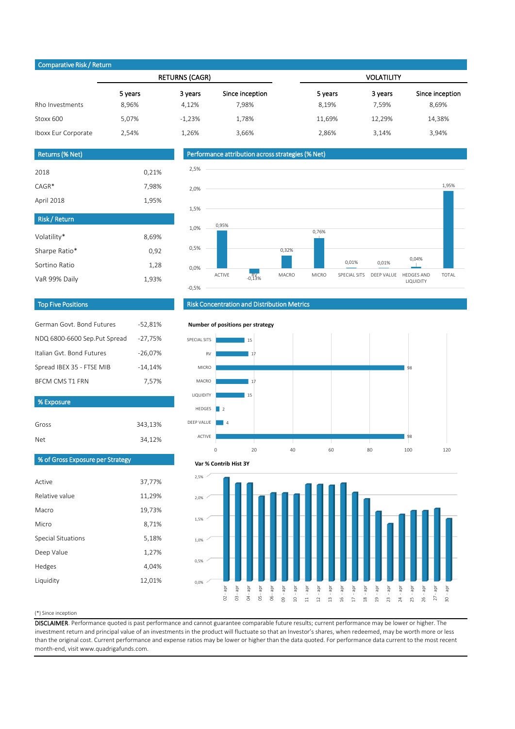## Comparative Risk / Return

| | RETURNS (CAGR) | | | VOLATILITY | | |
|---|---|---|---|---|---|---|
| | 5 years | 3 years | Since inception | 5 years | 3 years | Since inception |
| Rho Investments | 8,96% | 4,12% | 7,98% | 8,19% | 7,59% | 8,69% |
| Stoxx 600 | 5,07% | -1,23% | 1,78% | 11,69% | 12,29% | 14,38% |
| Iboxx Eur Corporate | 2,54% | 1,26% | 3,66% | 2,86% | 3,14% | 3,94% |

## Returns (% Net)

| | |
|---|---|
| 2018 | 0,21% |
| CAGR* | 7,98% |
| April 2018 | 1,95% |

## Risk / Return

| | |
|---|---|
| Volatility* | 8,69% |
| Sharpe Ratio* | 0,92 |
| Sortino Ratio | 1,28 |
| VaR 99% Daily | 1,93% |

## Performance attribution across strategies (% Net)

| Strategy | % Net |
|---|---|
| ACTIVE | 0,95% |
| RV | -0,13% |
| MACRO | 0,32% |
| MICRO | 0,76% |
| SPECIAL SITS | 0,01% |
| DEEP VALUE | 0,01% |
| HEDGES AND LIQUIDITY | 0,04% |
| TOTAL | 1,95% |

## Top Five Positions

| | |
|---|---|
| German Govt. Bond Futures | -52,81% |
| NDQ 6800-6600 Sep.Put Spread | -27,75% |
| Italian Gvt. Bond Futures | -26,07% |
| Spread IBEX 35 - FTSE MIB | -14,14% |
| BFCM CMS T1 FRN | 7,57% |

## % Exposure

| | |
|---|---|
| Gross | 343,13% |
| Net | 34,12% |

## % of Gross Exposure per Strategy

| | |
|---|---|
| Active | 37,77% |
| Relative value | 11,29% |
| Macro | 19,73% |
| Micro | 8,71% |
| Special Situations | 5,18% |
| Deep Value | 1,27% |
| Hedges | 4,04% |
| Liquidity | 12,01% |

## Risk Concentration and Distribution Metrics

**Number of positions per strategy**

| Strategy | Positions |
|---|---|
| SPECIAL SITS | 15 |
| RV | 17 |
| MICRO | 98 |
| MACRO | 17 |
| LIQUIDITY | 15 |
| HEDGES | 2 |
| DEEP VALUE | 4 |
| ACTIVE | 98 |

**Var % Contrib Hist 3Y**

(*) Since inception

**DISCLAIMER**. Performance quoted is past performance and cannot guarantee comparable future results; current performance may be lower or higher. The investment return and principal value of an investments in the product will fluctuate so that an Investor's shares, when redeemed, may be worth more or less than the original cost. Current performance and expense ratios may be lower or higher than the data quoted. For performance data current to the most recent month-end, visit www.quadrigafunds.com.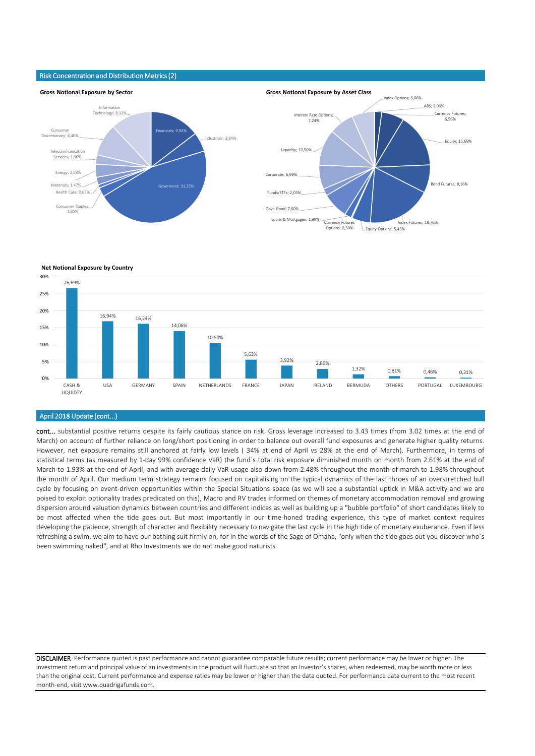## Risk Concentration and Distribution Metrics (2)

**Gross Notional Exposure by Sector**

Information Technology; 8,12%
Financials; 9,94%
Industrials; 3,84%
Consumer Discretionary; 6,40%
Telecommunication Services; 1,86%
Energy; 2,58%
Materials; 1,47%
Health Care; 0,65%
Consumer Staples; 1,85%
Goverment; 31,25%

**Gross Notional Exposure by Asset Class**

Index Options; 6,66%
ABS; 2,06%
Currency Futures; 6,56%
Interest Rate Options; 7,24%
Equity; 15,69%
Liquidity; 10,50%
Corporate; 6,99%
Bond Futures; 8,16%
Funds/ETFs; 2,05%
Govt. Bond; 7,60%
Loans & Mortgages; 1,99%
Currency Futures Options; 0,30%
Index Futures; 18,76%
Equity Options; 5,43%

**Net Notional Exposure by Country**

30%
25%
20%
15%
10%
5%
0%

CASH & LIQUIDITY 26,69%
USA 16,94%
GERMANY 16,24%
SPAIN 14,06%
NETHERLANDS 10,50%
FRANCE 5,63%
JAPAN 3,92%
IRELAND 2,89%
BERMUDA 1,32%
OTHERS 0,81%
PORTUGAL 0,46%
LUXEMBOURG 0,31%

## April 2018 Update (cont...)

**cont...** substantial positive returns despite its fairly cautious stance on risk. Gross leverage increased to 3.43 times (from 3.02 times at the end of March) on account of further reliance on long/short positioning in order to balance out overall fund exposures and generate higher quality returns. However, net exposure remains still anchored at fairly low levels ( 34% at end of April vs 28% at the end of March). Furthermore, in terms of statistical terms (as measured by 1-day 99% confidence VaR) the fund´s total risk exposure diminished month on month from 2.61% at the end of March to 1.93% at the end of April, and with average daily VaR usage also down from 2.48% throughout the month of march to 1.98% throughout the month of April. Our medium term strategy remains focused on capitalising on the typical dynamics of the last throes of an overstretched bull cycle by focusing on event-driven opportunities within the Special Situations space (as we will see a substantial uptick in M&A activity and we are poised to exploit optionality trades predicated on this), Macro and RV trades informed on themes of monetary accommodation removal and growing dispersion around valuation dynamics between countries and different indices as well as building up a "bubble portfolio" of short candidates likely to be most affected when the tide goes out. But most importantly in our time-honed trading experience, this type of market context requires developing the patience, strength of character and flexibility necessary to navigate the last cycle in the high tide of monetary exuberance. Even if less refreshing a swim, we aim to have our bathing suit firmly on, for in the words of the Sage of Omaha, "only when the tide goes out you discover who´s been swimming naked", and at Rho Investments we do not make good naturists.

**DISCLAIMER**. Performance quoted is past performance and cannot guarantee comparable future results; current performance may be lower or higher. The investment return and principal value of an investments in the product will fluctuate so that an Investor's shares, when redeemed, may be worth more or less than the original cost. Current performance and expense ratios may be lower or higher than the data quoted. For performance data current to the most recent month-end, visit www.quadrigafunds.com.